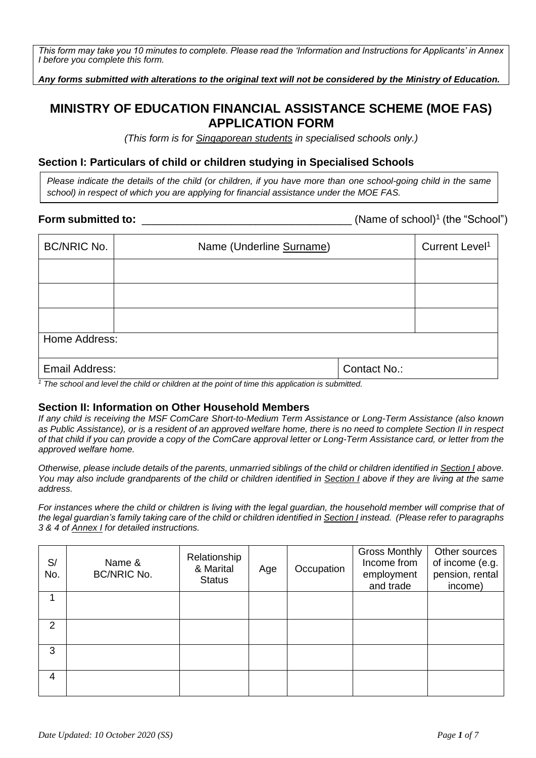*This form may take you 10 minutes to complete. Please read the 'Information and Instructions for Applicants' in Annex I before you complete this form.*

***Any forms submitted with alterations to the original text will not be considered by the Ministry of Education.***

# MINISTRY OF EDUCATION FINANCIAL ASSISTANCE SCHEME (MOE FAS) APPLICATION FORM

*(This form is for Singaporean students in specialised schools only.)*

## Section I: Particulars of child or children studying in Specialised Schools

*Please indicate the details of the child (or children, if you have more than one school-going child in the same school) in respect of which you are applying for financial assistance under the MOE FAS.*

**Form submitted to:** ___________________________________ (Name of school)[1] (the "School")

| BC/NRIC No. | Name (Underline Surname) | Current Level[1] |
|---|---|---|
| | | |
| | | |
| | | |
| Home Address: | | |
| Email Address: | | Contact No.: |

*[1] The school and level the child or children at the point of time this application is submitted.*

## Section II: Information on Other Household Members

*If any child is receiving the MSF ComCare Short-to-Medium Term Assistance or Long-Term Assistance (also known as Public Assistance), or is a resident of an approved welfare home, there is no need to complete Section II in respect of that child if you can provide a copy of the ComCare approval letter or Long-Term Assistance card, or letter from the approved welfare home.*

*Otherwise, please include details of the parents, unmarried siblings of the child or children identified in Section I above. You may also include grandparents of the child or children identified in Section I above if they are living at the same address.*

*For instances where the child or children is living with the legal guardian, the household member will comprise that of the legal guardian's family taking care of the child or children identified in Section I instead. (Please refer to paragraphs 3 & 4 of Annex I for detailed instructions.*

| S/ No. | Name & BC/NRIC No. | Relationship & Marital Status | Age | Occupation | Gross Monthly Income from employment and trade | Other sources of income (e.g. pension, rental income) |
|---|---|---|---|---|---|---|
| 1 | | | | | | |
| 2 | | | | | | |
| 3 | | | | | | |
| 4 | | | | | | |

*Date Updated: 10 October 2020 (SS)*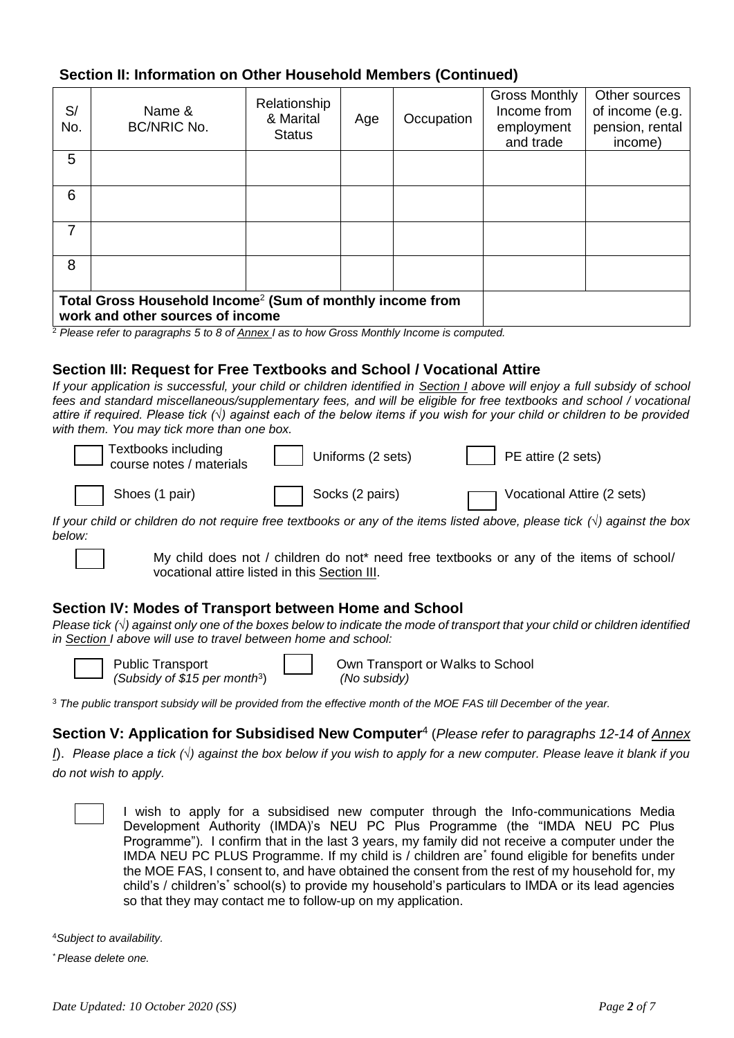## Section II: Information on Other Household Members (Continued)

| S/ No. | Name & BC/NRIC No. | Relationship & Marital Status | Age | Occupation | Gross Monthly Income from employment and trade | Other sources of income (e.g. pension, rental income) |
|---|---|---|---|---|---|---|
| 5 | | | | | | |
| 6 | | | | | | |
| 7 | | | | | | |
| 8 | | | | | | |
| **Total Gross Household Income[2] (Sum of monthly income from work and other sources of income** | | | | | | |

[2] *Please refer to paragraphs 5 to 8 of Annex I as to how Gross Monthly Income is computed.*

## Section III: Request for Free Textbooks and School / Vocational Attire

*If your application is successful, your child or children identified in Section I above will enjoy a full subsidy of school fees and standard miscellaneous/supplementary fees, and will be eligible for free textbooks and school / vocational attire if required. Please tick (√) against each of the below items if you wish for your child or children to be provided with them. You may tick more than one box.*

- ☐ Textbooks including course notes / materials
- ☐ Uniforms (2 sets)
- ☐ PE attire (2 sets)
- ☐ Shoes (1 pair)
- ☐ Socks (2 pairs)
- ☐ Vocational Attire (2 sets)

*If your child or children do not require free textbooks or any of the items listed above, please tick (√) against the box below:*

☐ My child does not / children do not* need free textbooks or any of the items of school/ vocational attire listed in this Section III.

## Section IV: Modes of Transport between Home and School

*Please tick (√) against only one of the boxes below to indicate the mode of transport that your child or children identified in Section I above will use to travel between home and school:*

- ☐ Public Transport *(Subsidy of $15 per month[3])*
- ☐ Own Transport or Walks to School *(No subsidy)*

[3] *The public transport subsidy will be provided from the effective month of the MOE FAS till December of the year.*

## Section V: Application for Subsidised New Computer[4] (*Please refer to paragraphs 12-14 of Annex I*).

*Please place a tick (√) against the box below if you wish to apply for a new computer. Please leave it blank if you do not wish to apply.*

☐ I wish to apply for a subsidised new computer through the Info-communications Media Development Authority (IMDA)'s NEU PC Plus Programme (the "IMDA NEU PC Plus Programme"). I confirm that in the last 3 years, my family did not receive a computer under the IMDA NEU PC PLUS Programme. If my child is / children are* found eligible for benefits under the MOE FAS, I consent to, and have obtained the consent from the rest of my household for, my child's / children's* school(s) to provide my household's particulars to IMDA or its lead agencies so that they may contact me to follow-up on my application.

[4] *Subject to availability.*

\* *Please delete one.*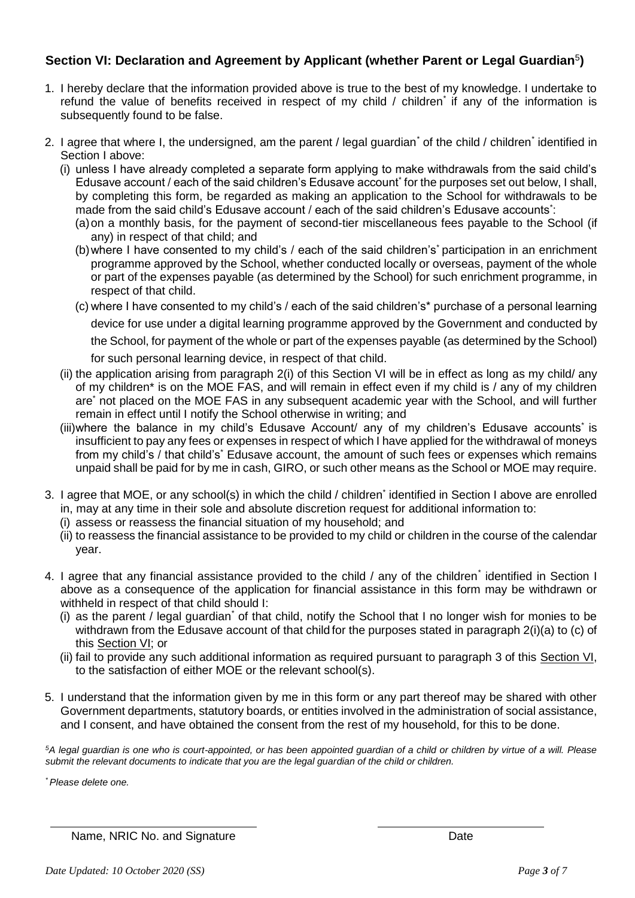## Section VI: Declaration and Agreement by Applicant (whether Parent or Legal Guardian[5])

1. I hereby declare that the information provided above is true to the best of my knowledge. I undertake to refund the value of benefits received in respect of my child / children* if any of the information is subsequently found to be false.

2. I agree that where I, the undersigned, am the parent / legal guardian* of the child / children* identified in Section I above:
   - (i) unless I have already completed a separate form applying to make withdrawals from the said child's Edusave account / each of the said children's Edusave account* for the purposes set out below, I shall, by completing this form, be regarded as making an application to the School for withdrawals to be made from the said child's Edusave account / each of the said children's Edusave accounts*:
     - (a) on a monthly basis, for the payment of second-tier miscellaneous fees payable to the School (if any) in respect of that child; and
     - (b) where I have consented to my child's / each of the said children's* participation in an enrichment programme approved by the School, whether conducted locally or overseas, payment of the whole or part of the expenses payable (as determined by the School) for such enrichment programme, in respect of that child.
     - (c) where I have consented to my child's / each of the said children's* purchase of a personal learning device for use under a digital learning programme approved by the Government and conducted by the School, for payment of the whole or part of the expenses payable (as determined by the School) for such personal learning device, in respect of that child.
   - (ii) the application arising from paragraph 2(i) of this Section VI will be in effect as long as my child/ any of my children* is on the MOE FAS, and will remain in effect even if my child is / any of my children are* not placed on the MOE FAS in any subsequent academic year with the School, and will further remain in effect until I notify the School otherwise in writing; and
   - (iii) where the balance in my child's Edusave Account/ any of my children's Edusave accounts* is insufficient to pay any fees or expenses in respect of which I have applied for the withdrawal of moneys from my child's / that child's* Edusave account, the amount of such fees or expenses which remains unpaid shall be paid for by me in cash, GIRO, or such other means as the School or MOE may require.

3. I agree that MOE, or any school(s) in which the child / children* identified in Section I above are enrolled in, may at any time in their sole and absolute discretion request for additional information to:
   - (i) assess or reassess the financial situation of my household; and
   - (ii) to reassess the financial assistance to be provided to my child or children in the course of the calendar year.

4. I agree that any financial assistance provided to the child / any of the children* identified in Section I above as a consequence of the application for financial assistance in this form may be withdrawn or withheld in respect of that child should I:
   - (i) as the parent / legal guardian* of that child, notify the School that I no longer wish for monies to be withdrawn from the Edusave account of that child for the purposes stated in paragraph 2(i)(a) to (c) of this Section VI; or
   - (ii) fail to provide any such additional information as required pursuant to paragraph 3 of this Section VI, to the satisfaction of either MOE or the relevant school(s).

5. I understand that the information given by me in this form or any part thereof may be shared with other Government departments, statutory boards, or entities involved in the administration of social assistance, and I consent, and have obtained the consent from the rest of my household, for this to be done.

*[5]A legal guardian is one who is court-appointed, or has been appointed guardian of a child or children by virtue of a will. Please submit the relevant documents to indicate that you are the legal guardian of the child or children.*

*\* Please delete one.*

Name, NRIC No. and Signature ____________________ Date ____________________

*Date Updated: 10 October 2020 (SS)*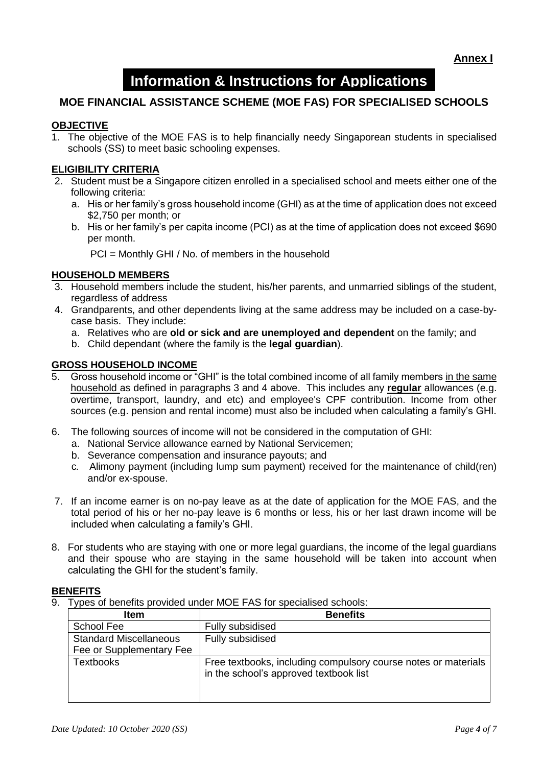**Annex I**

# Information & Instructions for Applications

## MOE FINANCIAL ASSISTANCE SCHEME (MOE FAS) FOR SPECIALISED SCHOOLS

### OBJECTIVE

1. The objective of the MOE FAS is to help financially needy Singaporean students in specialised schools (SS) to meet basic schooling expenses.

### ELIGIBILITY CRITERIA

2. Student must be a Singapore citizen enrolled in a specialised school and meets either one of the following criteria:
   a. His or her family's gross household income (GHI) as at the time of application does not exceed $2,750 per month; or
   b. His or her family's per capita income (PCI) as at the time of application does not exceed $690 per month.

   PCI = Monthly GHI / No. of members in the household

### HOUSEHOLD MEMBERS

3. Household members include the student, his/her parents, and unmarried siblings of the student, regardless of address
4. Grandparents, and other dependents living at the same address may be included on a case-by-case basis. They include:
   a. Relatives who are **old or sick and are unemployed and dependent** on the family; and
   b. Child dependant (where the family is the **legal guardian**).

### GROSS HOUSEHOLD INCOME

5. Gross household income or "GHI" is the total combined income of all family members in the same household as defined in paragraphs 3 and 4 above. This includes any **regular** allowances (e.g. overtime, transport, laundry, and etc) and employee's CPF contribution. Income from other sources (e.g. pension and rental income) must also be included when calculating a family's GHI.

6. The following sources of income will not be considered in the computation of GHI:
   a. National Service allowance earned by National Servicemen;
   b. Severance compensation and insurance payouts; and
   c. Alimony payment (including lump sum payment) received for the maintenance of child(ren) and/or ex-spouse.

7. If an income earner is on no-pay leave as at the date of application for the MOE FAS, and the total period of his or her no-pay leave is 6 months or less, his or her last drawn income will be included when calculating a family's GHI.

8. For students who are staying with one or more legal guardians, the income of the legal guardians and their spouse who are staying in the same household will be taken into account when calculating the GHI for the student's family.

### BENEFITS

9. Types of benefits provided under MOE FAS for specialised schools:

| Item | Benefits |
| --- | --- |
| School Fee | Fully subsidised |
| Standard Miscellaneous Fee or Supplementary Fee | Fully subsidised |
| Textbooks | Free textbooks, including compulsory course notes or materials in the school's approved textbook list |

*Date Updated: 10 October 2020 (SS)*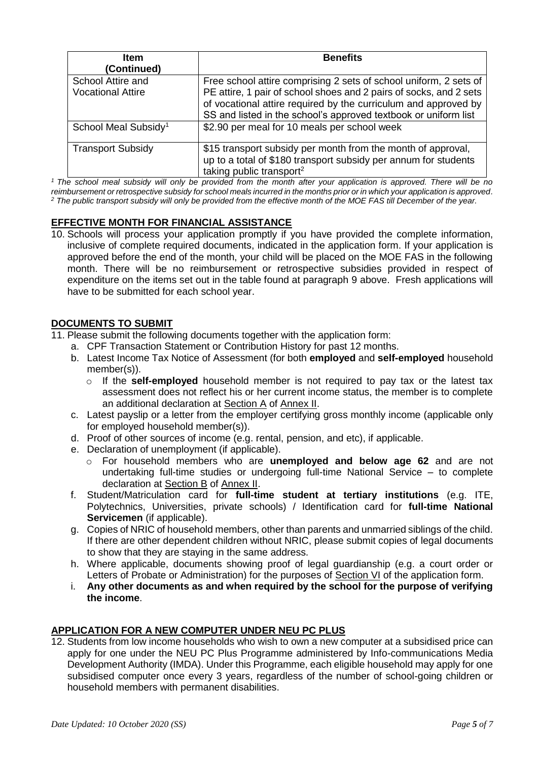| Item (Continued) | Benefits |
|---|---|
| School Attire and Vocational Attire | Free school attire comprising 2 sets of school uniform, 2 sets of PE attire, 1 pair of school shoes and 2 pairs of socks, and 2 sets of vocational attire required by the curriculum and approved by SS and listed in the school's approved textbook or uniform list |
| School Meal Subsidy[1] | $2.90 per meal for 10 meals per school week |
| Transport Subsidy | $15 transport subsidy per month from the month of approval, up to a total of $180 transport subsidy per annum for students taking public transport[2] |

*[1] The school meal subsidy will only be provided from the month after your application is approved. There will be no reimbursement or retrospective subsidy for school meals incurred in the months prior or in which your application is approved.*
*[2] The public transport subsidy will only be provided from the effective month of the MOE FAS till December of the year.*

## EFFECTIVE MONTH FOR FINANCIAL ASSISTANCE

10. Schools will process your application promptly if you have provided the complete information, inclusive of complete required documents, indicated in the application form. If your application is approved before the end of the month, your child will be placed on the MOE FAS in the following month. There will be no reimbursement or retrospective subsidies provided in respect of expenditure on the items set out in the table found at paragraph 9 above. Fresh applications will have to be submitted for each school year.

## DOCUMENTS TO SUBMIT

11. Please submit the following documents together with the application form:
    a. CPF Transaction Statement or Contribution History for past 12 months.
    b. Latest Income Tax Notice of Assessment (for both **employed** and **self-employed** household member(s)).
        - If the **self-employed** household member is not required to pay tax or the latest tax assessment does not reflect his or her current income status, the member is to complete an additional declaration at Section A of Annex II.
    c. Latest payslip or a letter from the employer certifying gross monthly income (applicable only for employed household member(s)).
    d. Proof of other sources of income (e.g. rental, pension, and etc), if applicable.
    e. Declaration of unemployment (if applicable).
        - For household members who are **unemployed and below age 62** and are not undertaking full-time studies or undergoing full-time National Service – to complete declaration at Section B of Annex II.
    f. Student/Matriculation card for **full-time student at tertiary institutions** (e.g. ITE, Polytechnics, Universities, private schools) / Identification card for **full-time National Servicemen** (if applicable).
    g. Copies of NRIC of household members, other than parents and unmarried siblings of the child. If there are other dependent children without NRIC, please submit copies of legal documents to show that they are staying in the same address.
    h. Where applicable, documents showing proof of legal guardianship (e.g. a court order or Letters of Probate or Administration) for the purposes of Section VI of the application form.
    i. **Any other documents as and when required by the school for the purpose of verifying the income**.

## APPLICATION FOR A NEW COMPUTER UNDER NEU PC PLUS

12. Students from low income households who wish to own a new computer at a subsidised price can apply for one under the NEU PC Plus Programme administered by Info-communications Media Development Authority (IMDA). Under this Programme, each eligible household may apply for one subsidised computer once every 3 years, regardless of the number of school-going children or household members with permanent disabilities.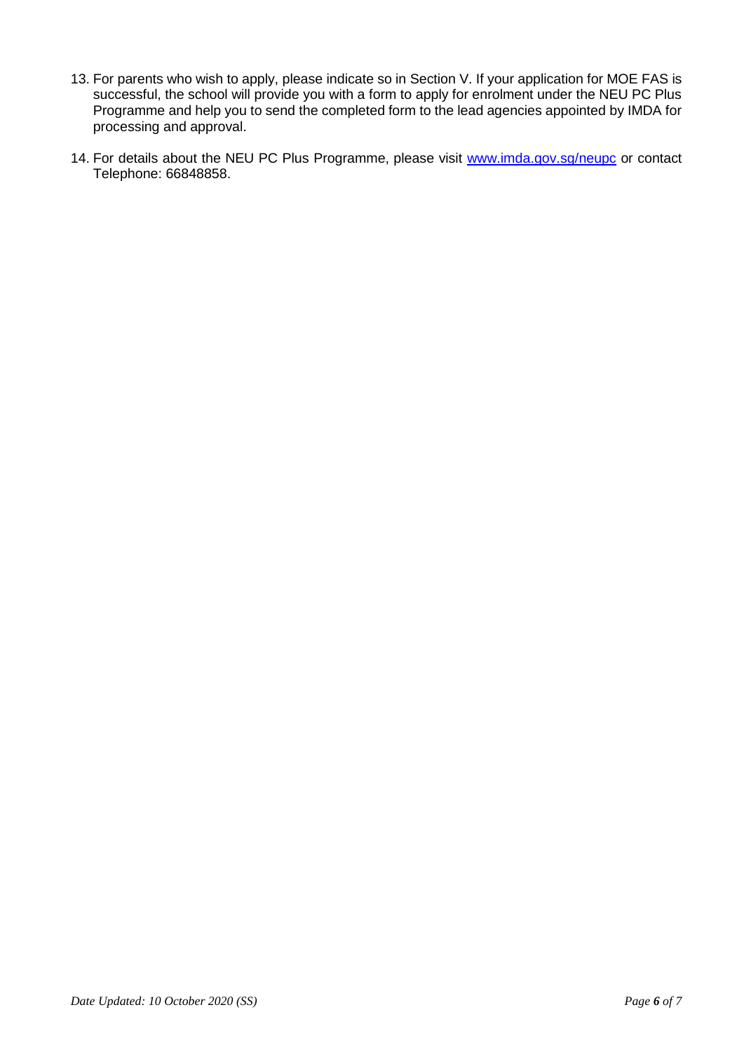13. For parents who wish to apply, please indicate so in Section V. If your application for MOE FAS is successful, the school will provide you with a form to apply for enrolment under the NEU PC Plus Programme and help you to send the completed form to the lead agencies appointed by IMDA for processing and approval.

14. For details about the NEU PC Plus Programme, please visit [www.imda.gov.sg/neupc](http://www.imda.gov.sg/neupc) or contact Telephone: 66848858.

*Date Updated: 10 October 2020 (SS)*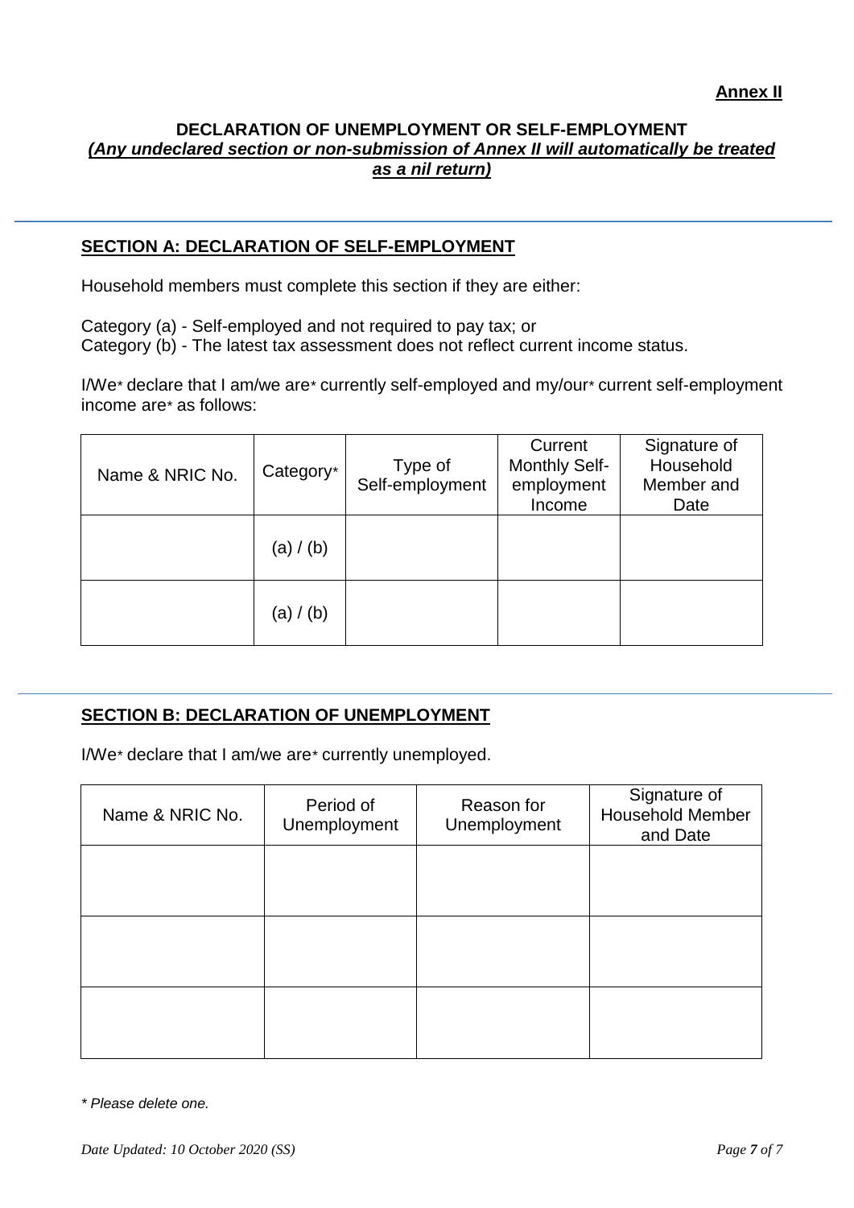**Annex II**

## DECLARATION OF UNEMPLOYMENT OR SELF-EMPLOYMENT

***(Any undeclared section or non-submission of Annex II will automatically be treated as a nil return)***

### SECTION A: DECLARATION OF SELF-EMPLOYMENT

Household members must complete this section if they are either:

Category (a) - Self-employed and not required to pay tax; or
Category (b) - The latest tax assessment does not reflect current income status.

I/We* declare that I am/we are* currently self-employed and my/our* current self-employment income are* as follows:

| Name & NRIC No. | Category* | Type of Self-employment | Current Monthly Self-employment Income | Signature of Household Member and Date |
|---|---|---|---|---|
| | (a) / (b) | | | |
| | (a) / (b) | | | |

### SECTION B: DECLARATION OF UNEMPLOYMENT

I/We* declare that I am/we are* currently unemployed.

| Name & NRIC No. | Period of Unemployment | Reason for Unemployment | Signature of Household Member and Date |
|---|---|---|---|
| | | | |
| | | | |
| | | | |

*\* Please delete one.*

*Date Updated: 10 October 2020 (SS)*